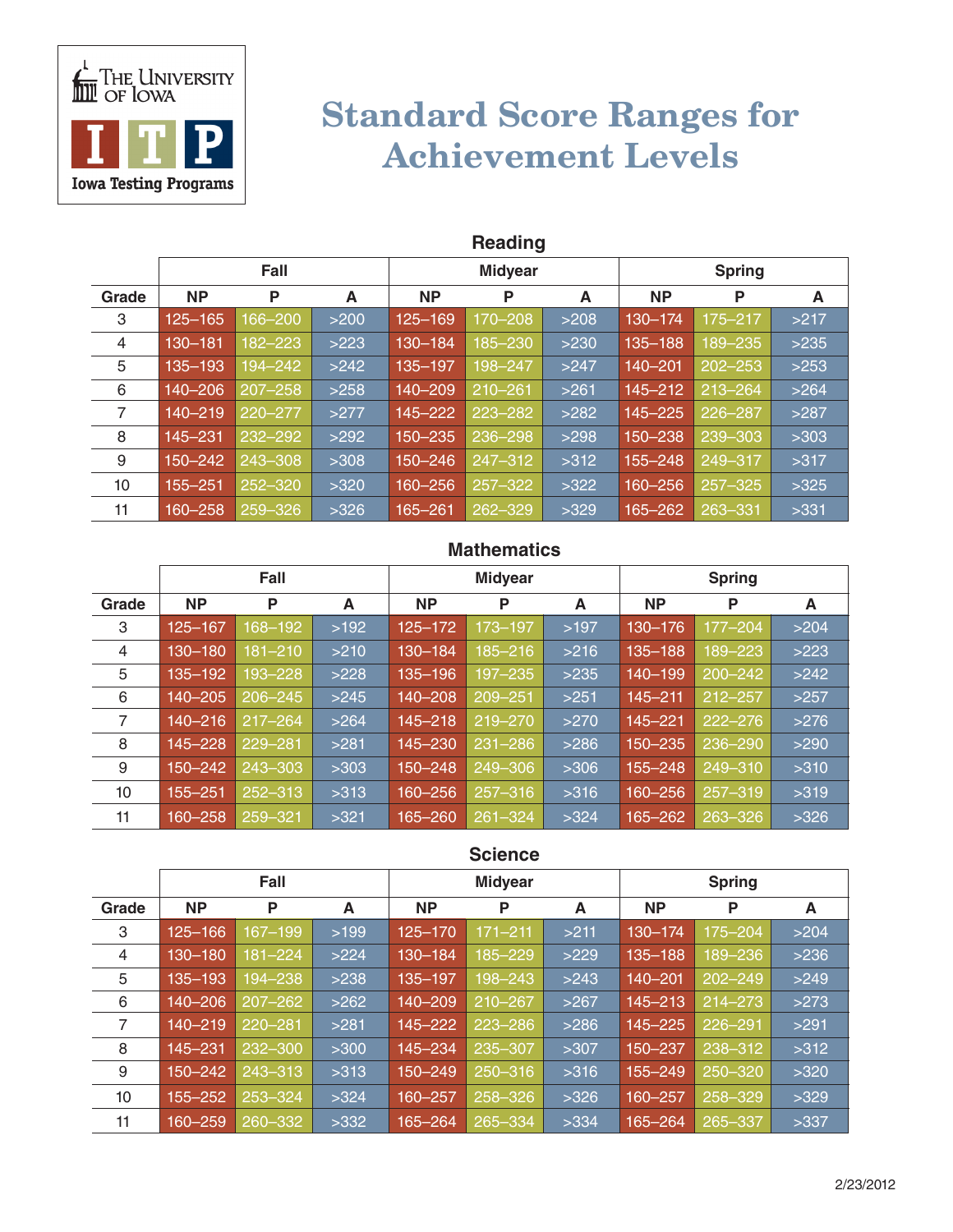The University of Iowa

ITP

Iowa Testing Programs

# Standard Score Ranges for Achievement Levels

## Reading

| Grade | Fall | | | Midyear | | | Spring | | |
|---|---|---|---|---|---|---|---|---|---|
| | NP | P | A | NP | P | A | NP | P | A |
| 3 | 125–165 | 166–200 | >200 | 125–169 | 170–208 | >208 | 130–174 | 175–217 | >217 |
| 4 | 130–181 | 182–223 | >223 | 130–184 | 185–230 | >230 | 135–188 | 189–235 | >235 |
| 5 | 135–193 | 194–242 | >242 | 135–197 | 198–247 | >247 | 140–201 | 202–253 | >253 |
| 6 | 140–206 | 207–258 | >258 | 140–209 | 210–261 | >261 | 145–212 | 213–264 | >264 |
| 7 | 140–219 | 220–277 | >277 | 145–222 | 223–282 | >282 | 145–225 | 226–287 | >287 |
| 8 | 145–231 | 232–292 | >292 | 150–235 | 236–298 | >298 | 150–238 | 239–303 | >303 |
| 9 | 150–242 | 243–308 | >308 | 150–246 | 247–312 | >312 | 155–248 | 249–317 | >317 |
| 10 | 155–251 | 252–320 | >320 | 160–256 | 257–322 | >322 | 160–256 | 257–325 | >325 |
| 11 | 160–258 | 259–326 | >326 | 165–261 | 262–329 | >329 | 165–262 | 263–331 | >331 |

## Mathematics

| Grade | Fall | | | Midyear | | | Spring | | |
|---|---|---|---|---|---|---|---|---|---|
| | NP | P | A | NP | P | A | NP | P | A |
| 3 | 125–167 | 168–192 | >192 | 125–172 | 173–197 | >197 | 130–176 | 177–204 | >204 |
| 4 | 130–180 | 181–210 | >210 | 130–184 | 185–216 | >216 | 135–188 | 189–223 | >223 |
| 5 | 135–192 | 193–228 | >228 | 135–196 | 197–235 | >235 | 140–199 | 200–242 | >242 |
| 6 | 140–205 | 206–245 | >245 | 140–208 | 209–251 | >251 | 145–211 | 212–257 | >257 |
| 7 | 140–216 | 217–264 | >264 | 145–218 | 219–270 | >270 | 145–221 | 222–276 | >276 |
| 8 | 145–228 | 229–281 | >281 | 145–230 | 231–286 | >286 | 150–235 | 236–290 | >290 |
| 9 | 150–242 | 243–303 | >303 | 150–248 | 249–306 | >306 | 155–248 | 249–310 | >310 |
| 10 | 155–251 | 252–313 | >313 | 160–256 | 257–316 | >316 | 160–256 | 257–319 | >319 |
| 11 | 160–258 | 259–321 | >321 | 165–260 | 261–324 | >324 | 165–262 | 263–326 | >326 |

## Science

| Grade | Fall | | | Midyear | | | Spring | | |
|---|---|---|---|---|---|---|---|---|---|
| | NP | P | A | NP | P | A | NP | P | A |
| 3 | 125–166 | 167–199 | >199 | 125–170 | 171–211 | >211 | 130–174 | 175–204 | >204 |
| 4 | 130–180 | 181–224 | >224 | 130–184 | 185–229 | >229 | 135–188 | 189–236 | >236 |
| 5 | 135–193 | 194–238 | >238 | 135–197 | 198–243 | >243 | 140–201 | 202–249 | >249 |
| 6 | 140–206 | 207–262 | >262 | 140–209 | 210–267 | >267 | 145–213 | 214–273 | >273 |
| 7 | 140–219 | 220–281 | >281 | 145–222 | 223–286 | >286 | 145–225 | 226–291 | >291 |
| 8 | 145–231 | 232–300 | >300 | 145–234 | 235–307 | >307 | 150–237 | 238–312 | >312 |
| 9 | 150–242 | 243–313 | >313 | 150–249 | 250–316 | >316 | 155–249 | 250–320 | >320 |
| 10 | 155–252 | 253–324 | >324 | 160–257 | 258–326 | >326 | 160–257 | 258–329 | >329 |
| 11 | 160–259 | 260–332 | >332 | 165–264 | 265–334 | >334 | 165–264 | 265–337 | >337 |

2/23/2012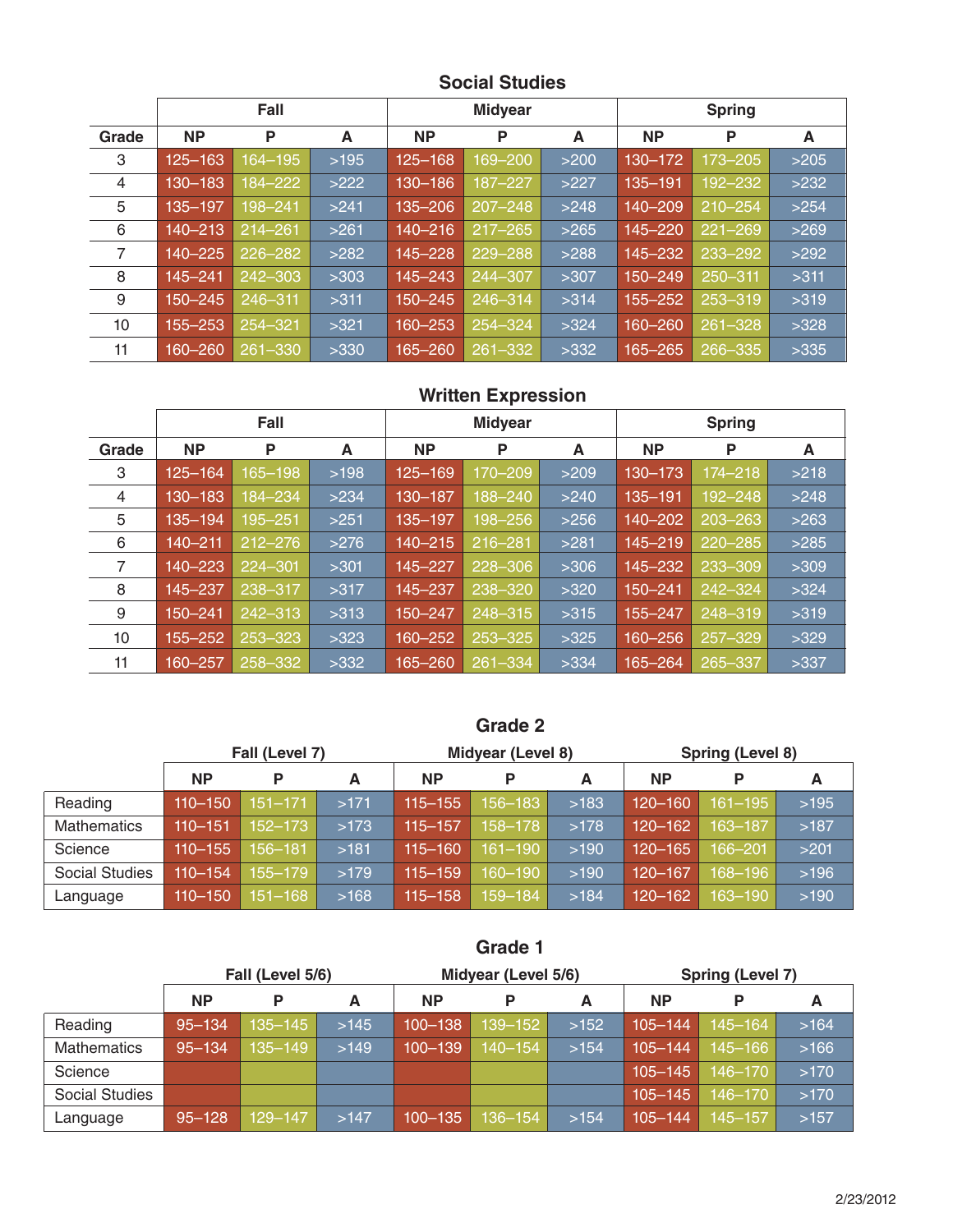## Social Studies

| | Fall | | | Midyear | | | Spring | | |
|---|---|---|---|---|---|---|---|---|---|
| Grade | NP | P | A | NP | P | A | NP | P | A |
| 3 | 125–163 | 164–195 | >195 | 125–168 | 169–200 | >200 | 130–172 | 173–205 | >205 |
| 4 | 130–183 | 184–222 | >222 | 130–186 | 187–227 | >227 | 135–191 | 192–232 | >232 |
| 5 | 135–197 | 198–241 | >241 | 135–206 | 207–248 | >248 | 140–209 | 210–254 | >254 |
| 6 | 140–213 | 214–261 | >261 | 140–216 | 217–265 | >265 | 145–220 | 221–269 | >269 |
| 7 | 140–225 | 226–282 | >282 | 145–228 | 229–288 | >288 | 145–232 | 233–292 | >292 |
| 8 | 145–241 | 242–303 | >303 | 145–243 | 244–307 | >307 | 150–249 | 250–311 | >311 |
| 9 | 150–245 | 246–311 | >311 | 150–245 | 246–314 | >314 | 155–252 | 253–319 | >319 |
| 10 | 155–253 | 254–321 | >321 | 160–253 | 254–324 | >324 | 160–260 | 261–328 | >328 |
| 11 | 160–260 | 261–330 | >330 | 165–260 | 261–332 | >332 | 165–265 | 266–335 | >335 |

## Written Expression

| | Fall | | | Midyear | | | Spring | | |
|---|---|---|---|---|---|---|---|---|---|
| Grade | NP | P | A | NP | P | A | NP | P | A |
| 3 | 125–164 | 165–198 | >198 | 125–169 | 170–209 | >209 | 130–173 | 174–218 | >218 |
| 4 | 130–183 | 184–234 | >234 | 130–187 | 188–240 | >240 | 135–191 | 192–248 | >248 |
| 5 | 135–194 | 195–251 | >251 | 135–197 | 198–256 | >256 | 140–202 | 203–263 | >263 |
| 6 | 140–211 | 212–276 | >276 | 140–215 | 216–281 | >281 | 145–219 | 220–285 | >285 |
| 7 | 140–223 | 224–301 | >301 | 145–227 | 228–306 | >306 | 145–232 | 233–309 | >309 |
| 8 | 145–237 | 238–317 | >317 | 145–237 | 238–320 | >320 | 150–241 | 242–324 | >324 |
| 9 | 150–241 | 242–313 | >313 | 150–247 | 248–315 | >315 | 155–247 | 248–319 | >319 |
| 10 | 155–252 | 253–323 | >323 | 160–252 | 253–325 | >325 | 160–256 | 257–329 | >329 |
| 11 | 160–257 | 258–332 | >332 | 165–260 | 261–334 | >334 | 165–264 | 265–337 | >337 |

## Grade 2

| | Fall (Level 7) | | | Midyear (Level 8) | | | Spring (Level 8) | | |
|---|---|---|---|---|---|---|---|---|---|
| | NP | P | A | NP | P | A | NP | P | A |
| Reading | 110–150 | 151–171 | >171 | 115–155 | 156–183 | >183 | 120–160 | 161–195 | >195 |
| Mathematics | 110–151 | 152–173 | >173 | 115–157 | 158–178 | >178 | 120–162 | 163–187 | >187 |
| Science | 110–155 | 156–181 | >181 | 115–160 | 161–190 | >190 | 120–165 | 166–201 | >201 |
| Social Studies | 110–154 | 155–179 | >179 | 115–159 | 160–190 | >190 | 120–167 | 168–196 | >196 |
| Language | 110–150 | 151–168 | >168 | 115–158 | 159–184 | >184 | 120–162 | 163–190 | >190 |

## Grade 1

| | Fall (Level 5/6) | | | Midyear (Level 5/6) | | | Spring (Level 7) | | |
|---|---|---|---|---|---|---|---|---|---|
| | NP | P | A | NP | P | A | NP | P | A |
| Reading | 95–134 | 135–145 | >145 | 100–138 | 139–152 | >152 | 105–144 | 145–164 | >164 |
| Mathematics | 95–134 | 135–149 | >149 | 100–139 | 140–154 | >154 | 105–144 | 145–166 | >166 |
| Science | | | | | | | 105–145 | 146–170 | >170 |
| Social Studies | | | | | | | 105–145 | 146–170 | >170 |
| Language | 95–128 | 129–147 | >147 | 100–135 | 136–154 | >154 | 105–144 | 145–157 | >157 |

2/23/2012